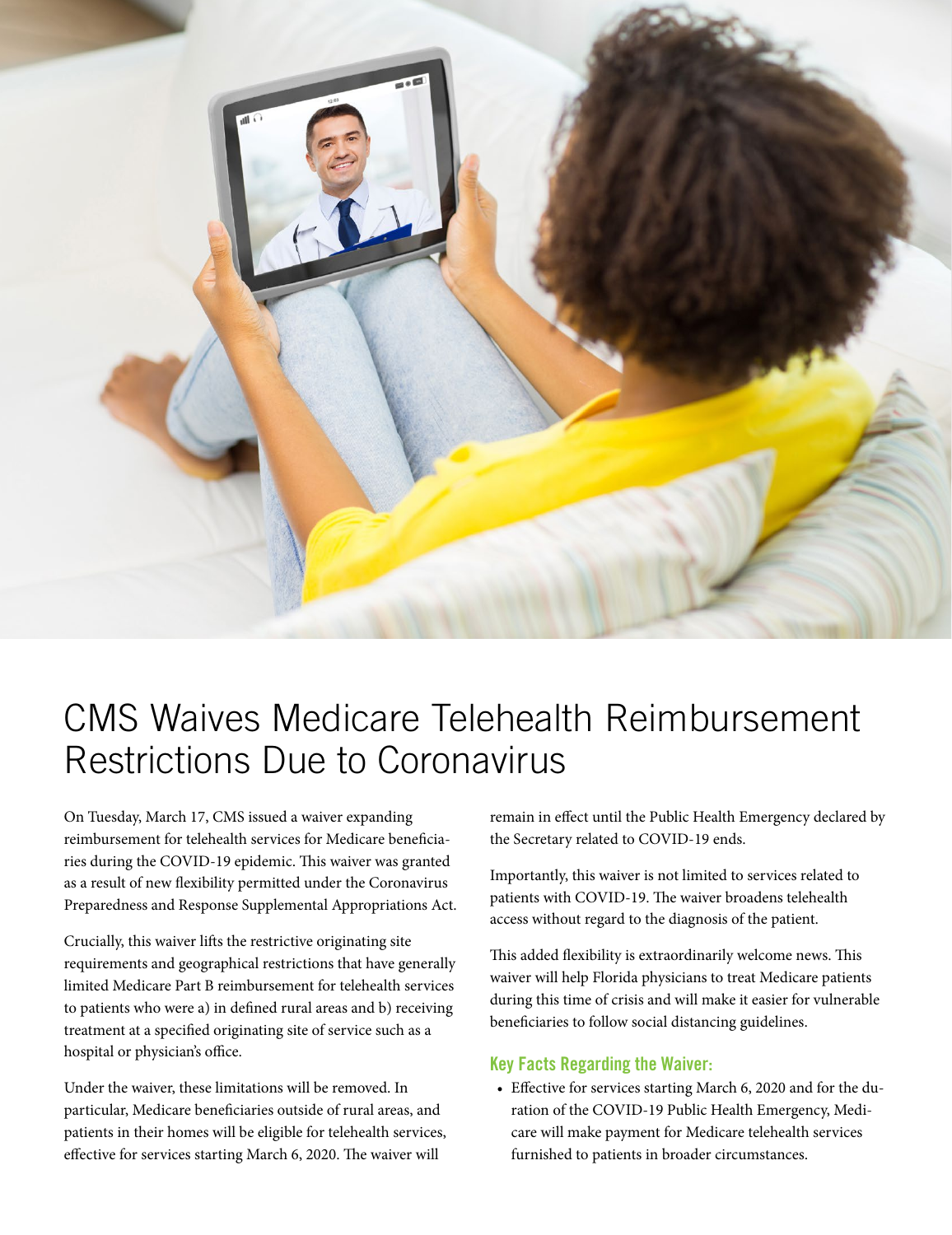# CMS Waives Medicare Telehealth Reimbursement Restrictions Due to Coronavirus

On Tuesday, March 17, CMS issued a waiver expanding reimbursement for telehealth services for Medicare beneficiaries during the COVID-19 epidemic. This waiver was granted as a result of new flexibility permitted under the Coronavirus Preparedness and Response Supplemental Appropriations Act.

Crucially, this waiver lifts the restrictive originating site requirements and geographical restrictions that have generally limited Medicare Part B reimbursement for telehealth services to patients who were a) in defined rural areas and b) receiving treatment at a specified originating site of service such as a hospital or physician's office.

Under the waiver, these limitations will be removed. In particular, Medicare beneficiaries outside of rural areas, and patients in their homes will be eligible for telehealth services, effective for services starting March 6, 2020. The waiver will remain in effect until the Public Health Emergency declared by the Secretary related to COVID-19 ends.

Importantly, this waiver is not limited to services related to patients with COVID-19. The waiver broadens telehealth access without regard to the diagnosis of the patient.

This added flexibility is extraordinarily welcome news. This waiver will help Florida physicians to treat Medicare patients during this time of crisis and will make it easier for vulnerable beneficiaries to follow social distancing guidelines.

### Key Facts Regarding the Waiver:

- Effective for services starting March 6, 2020 and for the duration of the COVID-19 Public Health Emergency, Medicare will make payment for Medicare telehealth services furnished to patients in broader circumstances.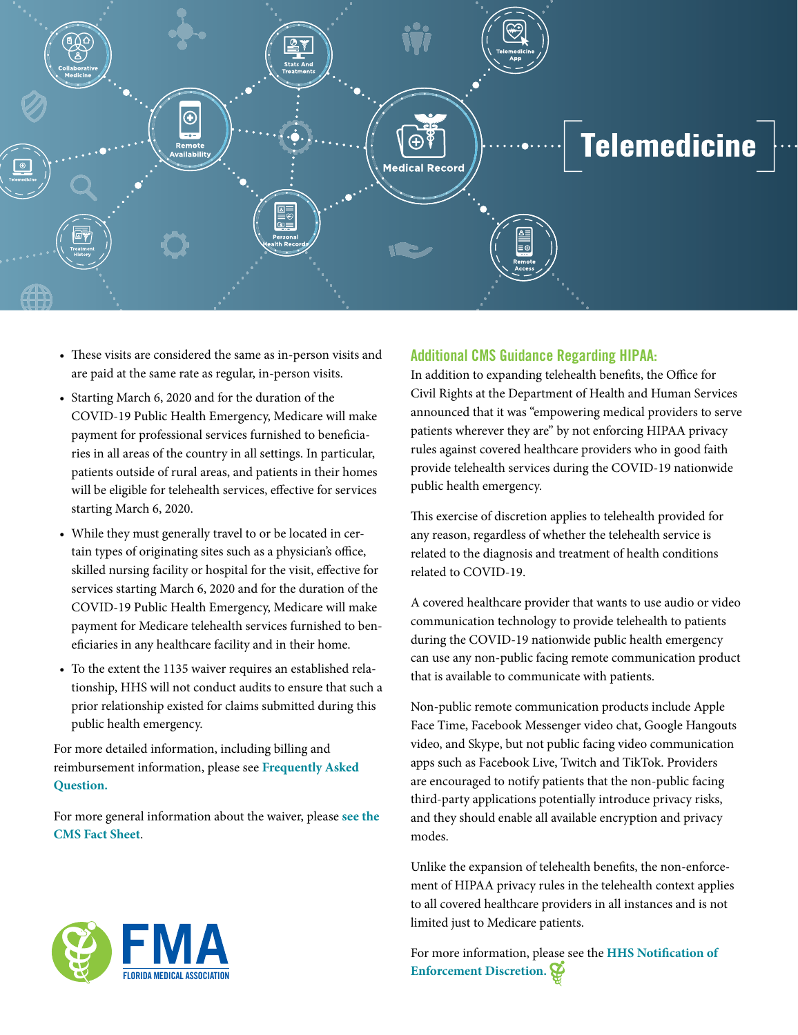# Telemedicine

- These visits are considered the same as in-person visits and are paid at the same rate as regular, in-person visits.
- Starting March 6, 2020 and for the duration of the COVID-19 Public Health Emergency, Medicare will make payment for professional services furnished to beneficiaries in all areas of the country in all settings. In particular, patients outside of rural areas, and patients in their homes will be eligible for telehealth services, effective for services starting March 6, 2020.
- While they must generally travel to or be located in certain types of originating sites such as a physician's office, skilled nursing facility or hospital for the visit, effective for services starting March 6, 2020 and for the duration of the COVID-19 Public Health Emergency, Medicare will make payment for Medicare telehealth services furnished to beneficiaries in any healthcare facility and in their home.
- To the extent the 1135 waiver requires an established relationship, HHS will not conduct audits to ensure that such a prior relationship existed for claims submitted during this public health emergency.

For more detailed information, including billing and reimbursement information, please see **Frequently Asked Question.**

For more general information about the waiver, please **see the CMS Fact Sheet**.

## Additional CMS Guidance Regarding HIPAA:

In addition to expanding telehealth benefits, the Office for Civil Rights at the Department of Health and Human Services announced that it was "empowering medical providers to serve patients wherever they are" by not enforcing HIPAA privacy rules against covered healthcare providers who in good faith provide telehealth services during the COVID-19 nationwide public health emergency.

This exercise of discretion applies to telehealth provided for any reason, regardless of whether the telehealth service is related to the diagnosis and treatment of health conditions related to COVID-19.

A covered healthcare provider that wants to use audio or video communication technology to provide telehealth to patients during the COVID-19 nationwide public health emergency can use any non-public facing remote communication product that is available to communicate with patients.

Non-public remote communication products include Apple Face Time, Facebook Messenger video chat, Google Hangouts video, and Skype, but not public facing video communication apps such as Facebook Live, Twitch and TikTok. Providers are encouraged to notify patients that the non-public facing third-party applications potentially introduce privacy risks, and they should enable all available encryption and privacy modes.

Unlike the expansion of telehealth benefits, the non-enforcement of HIPAA privacy rules in the telehealth context applies to all covered healthcare providers in all instances and is not limited just to Medicare patients.

For more information, please see the **HHS Notification of Enforcement Discretion.**

FMA
FLORIDA MEDICAL ASSOCIATION